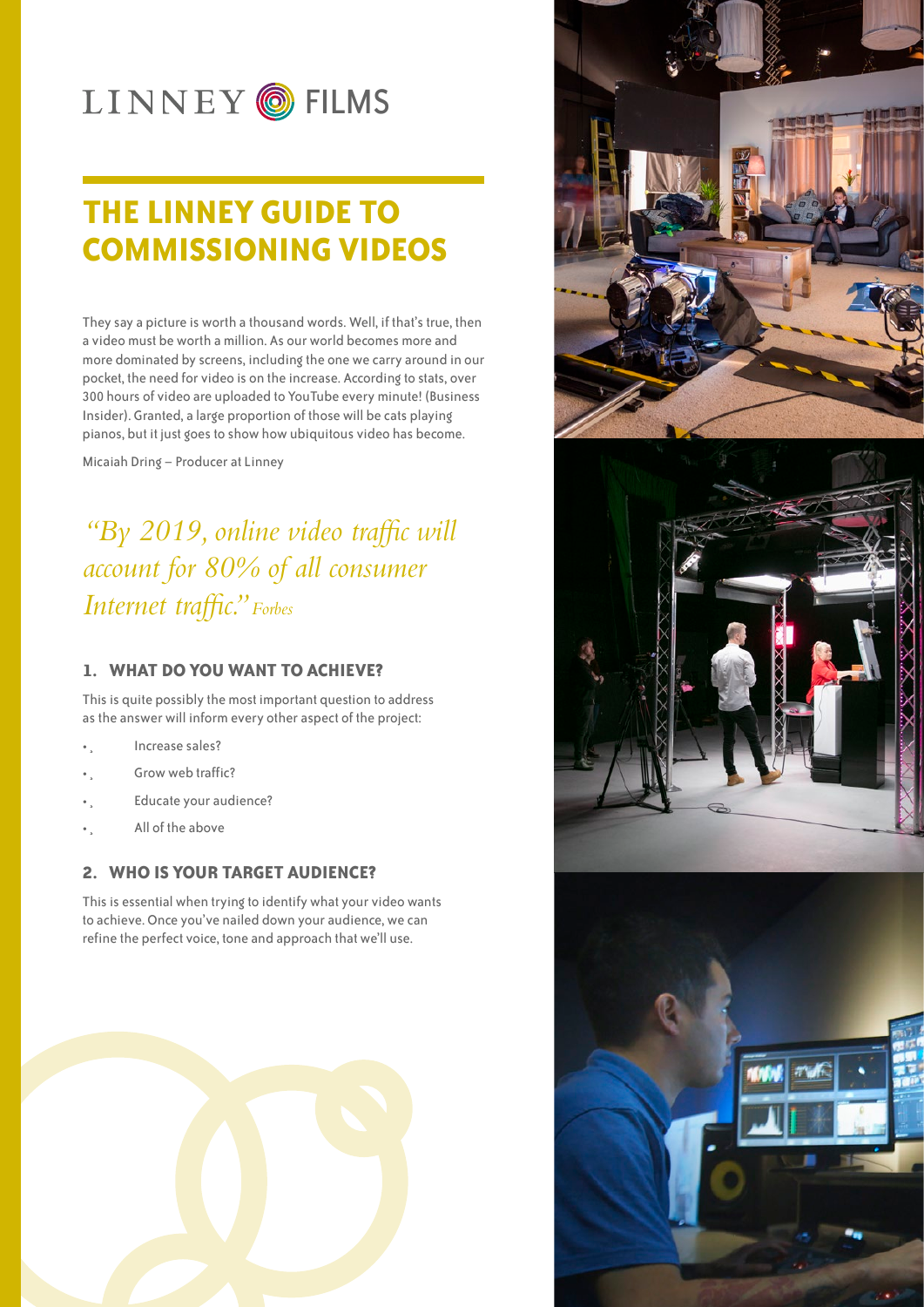LINNEY FILMS

# THE LINNEY GUIDE TO COMMISSIONING VIDEOS

They say a picture is worth a thousand words. Well, if that's true, then a video must be worth a million. As our world becomes more and more dominated by screens, including the one we carry around in our pocket, the need for video is on the increase. According to stats, over 300 hours of video are uploaded to YouTube every minute! (Business Insider). Granted, a large proportion of those will be cats playing pianos, but it just goes to show how ubiquitous video has become.

Micaiah Dring – Producer at Linney

> *"By 2019, online video traffic will account for 80% of all consumer Internet traffic." Forbes*

## 1. WHAT DO YOU WANT TO ACHIEVE?

This is quite possibly the most important question to address as the answer will inform every other aspect of the project:

- Increase sales?
- Grow web traffic?
- Educate your audience?
- All of the above

## 2. WHO IS YOUR TARGET AUDIENCE?

This is essential when trying to identify what your video wants to achieve. Once you've nailed down your audience, we can refine the perfect voice, tone and approach that we'll use.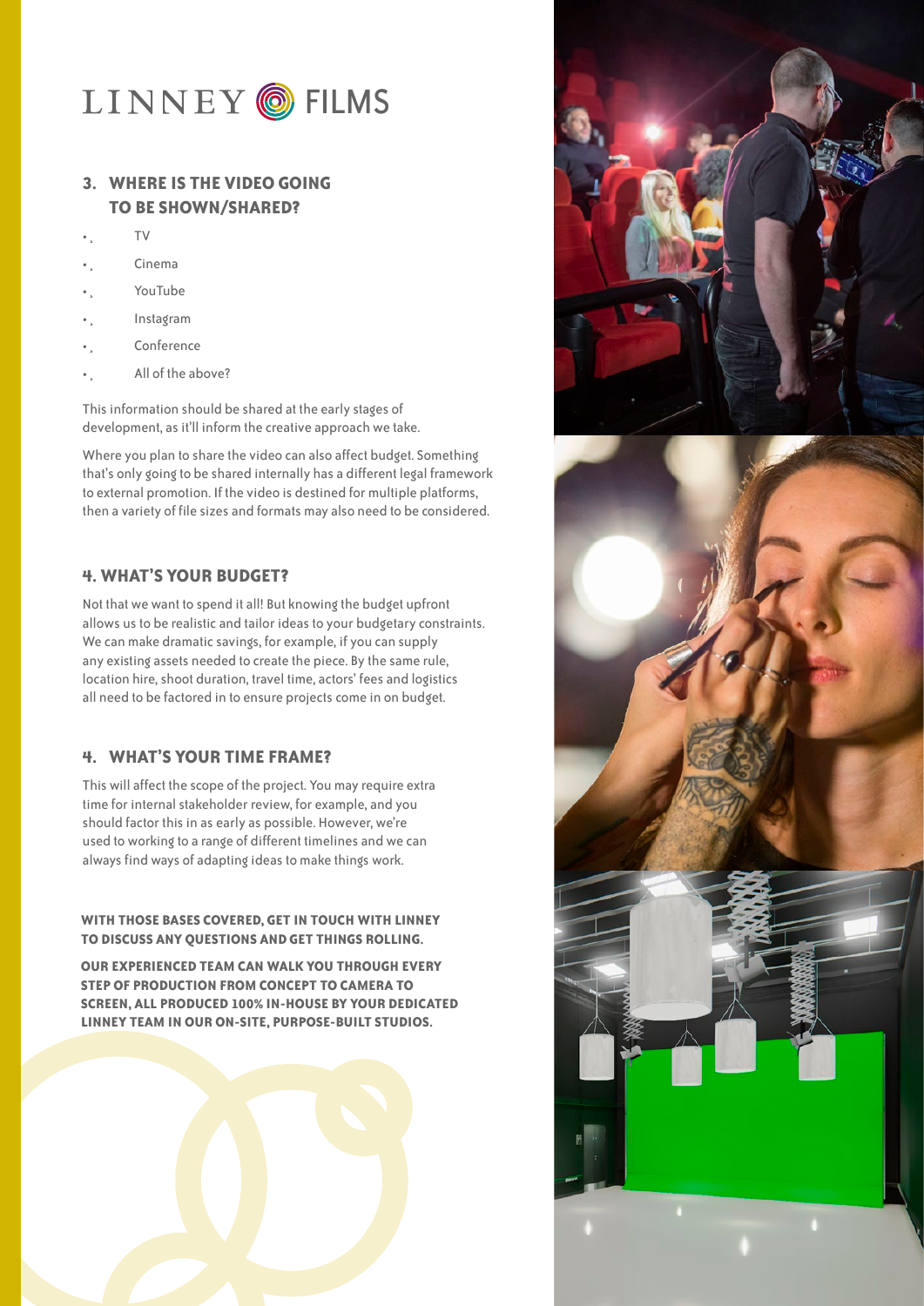# LINNEY FILMS

## 3. WHERE IS THE VIDEO GOING TO BE SHOWN/SHARED?

- TV
- Cinema
- YouTube
- Instagram
- Conference
- All of the above?

This information should be shared at the early stages of development, as it'll inform the creative approach we take.

Where you plan to share the video can also affect budget. Something that's only going to be shared internally has a different legal framework to external promotion. If the video is destined for multiple platforms, then a variety of file sizes and formats may also need to be considered.

## 4. WHAT'S YOUR BUDGET?

Not that we want to spend it all! But knowing the budget upfront allows us to be realistic and tailor ideas to your budgetary constraints. We can make dramatic savings, for example, if you can supply any existing assets needed to create the piece. By the same rule, location hire, shoot duration, travel time, actors' fees and logistics all need to be factored in to ensure projects come in on budget.

## 4. WHAT'S YOUR TIME FRAME?

This will affect the scope of the project. You may require extra time for internal stakeholder review, for example, and you should factor this in as early as possible. However, we're used to working to a range of different timelines and we can always find ways of adapting ideas to make things work.

**WITH THOSE BASES COVERED, GET IN TOUCH WITH LINNEY TO DISCUSS ANY QUESTIONS AND GET THINGS ROLLING.**

**OUR EXPERIENCED TEAM CAN WALK YOU THROUGH EVERY STEP OF PRODUCTION FROM CONCEPT TO CAMERA TO SCREEN, ALL PRODUCED 100% IN-HOUSE BY YOUR DEDICATED LINNEY TEAM IN OUR ON-SITE, PURPOSE-BUILT STUDIOS.**